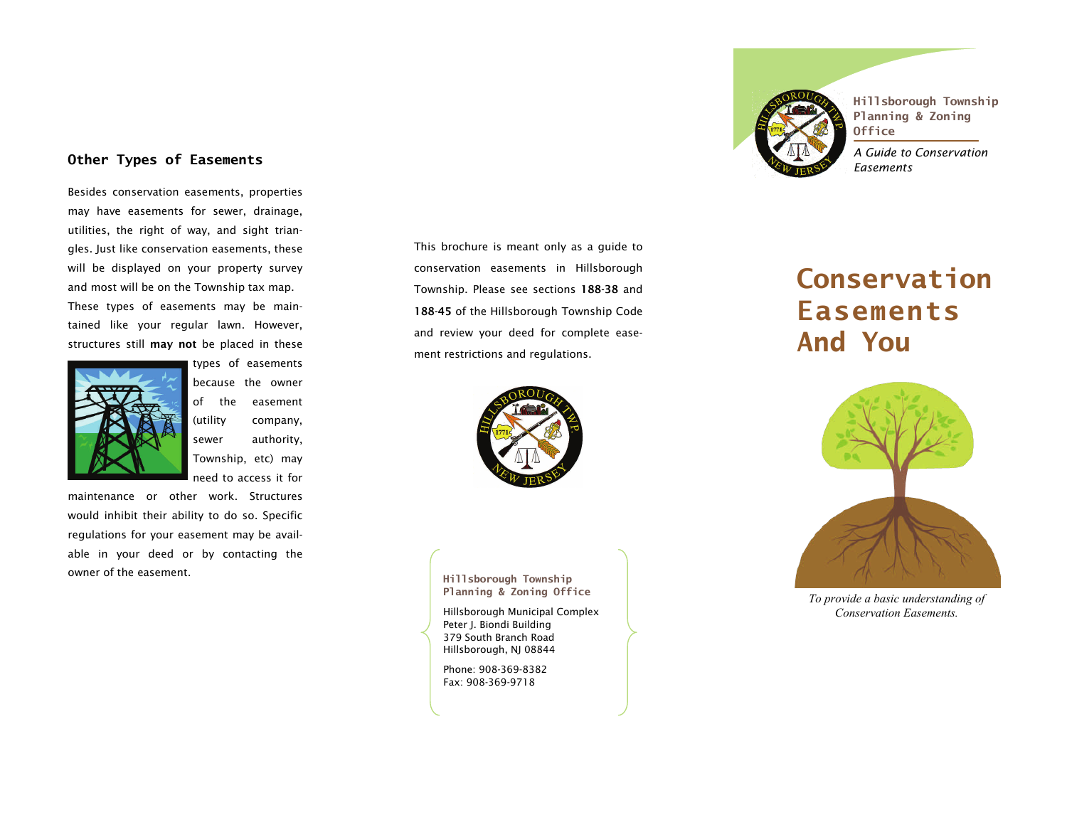## Other Types of Easements

Besides conservation easements, properties may have easements for sewer, drainage, utilities, the right of way, and sight triangles. Just like conservation easements, these will be displayed on your property survey and most will be on the Township tax map.

These types of easements may be maintained like your regular lawn. However, structures still **may not** be placed in these types of easements because the owner of the easement (utility company, sewer authority, Township, etc) may need to access it for maintenance or other work. Structures would inhibit their ability to do so. Specific regulations for your easement may be available in your deed or by contacting the owner of the easement.

This brochure is meant only as a guide to conservation easements in Hillsborough Township. Please see sections **188-38** and **188-45** of the Hillsborough Township Code and review your deed for complete easement restrictions and regulations.

**Hillsborough Township Planning & Zoning Office**

Hillsborough Municipal Complex
Peter J. Biondi Building
379 South Branch Road
Hillsborough, NJ 08844

Phone: 908-369-8382
Fax: 908-369-9718

**Hillsborough Township Planning & Zoning Office**

*A Guide to Conservation Easements*

# Conservation Easements And You

*To provide a basic understanding of Conservation Easements.*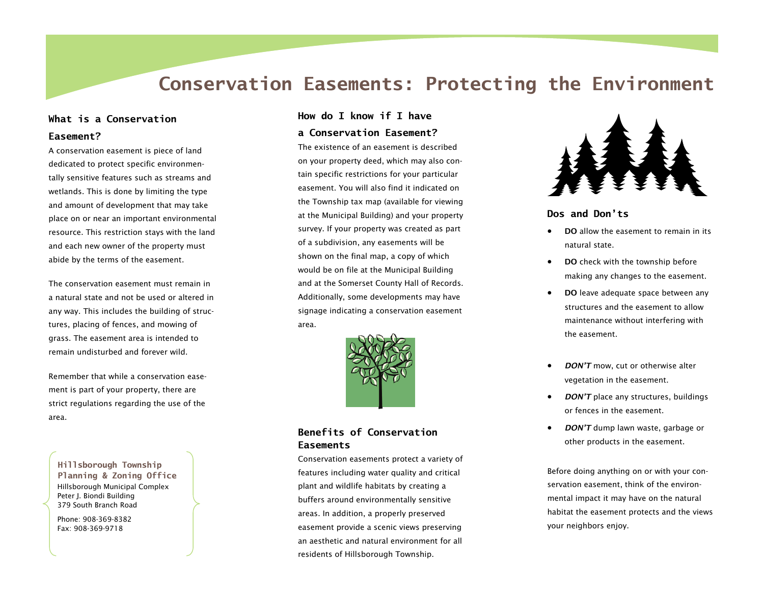# Conservation Easements: Protecting the Environment

## What is a Conservation Easement?

A conservation easement is piece of land dedicated to protect specific environmentally sensitive features such as streams and wetlands. This is done by limiting the type and amount of development that may take place on or near an important environmental resource. This restriction stays with the land and each new owner of the property must abide by the terms of the easement.

The conservation easement must remain in a natural state and not be used or altered in any way. This includes the building of structures, placing of fences, and mowing of grass. The easement area is intended to remain undisturbed and forever wild.

Remember that while a conservation easement is part of your property, there are strict regulations regarding the use of the area.

**Hillsborough Township Planning & Zoning Office**
Hillsborough Municipal Complex
Peter J. Biondi Building
379 South Branch Road

Phone: 908-369-8382
Fax: 908-369-9718

## How do I know if I have a Conservation Easement?

The existence of an easement is described on your property deed, which may also contain specific restrictions for your particular easement. You will also find it indicated on the Township tax map (available for viewing at the Municipal Building) and your property survey. If your property was created as part of a subdivision, any easements will be shown on the final map, a copy of which would be on file at the Municipal Building and at the Somerset County Hall of Records. Additionally, some developments may have signage indicating a conservation easement area.

## Benefits of Conservation Easements

Conservation easements protect a variety of features including water quality and critical plant and wildlife habitats by creating a buffers around environmentally sensitive areas. In addition, a properly preserved easement provide a scenic views preserving an aesthetic and natural environment for all residents of Hillsborough Township.

## Dos and Don'ts

- **DO** allow the easement to remain in its natural state.
- **DO** check with the township before making any changes to the easement.
- **DO** leave adequate space between any structures and the easement to allow maintenance without interfering with the easement.

- ***DON'T*** mow, cut or otherwise alter vegetation in the easement.
- ***DON'T*** place any structures, buildings or fences in the easement.
- ***DON'T*** dump lawn waste, garbage or other products in the easement.

Before doing anything on or with your conservation easement, think of the environmental impact it may have on the natural habitat the easement protects and the views your neighbors enjoy.